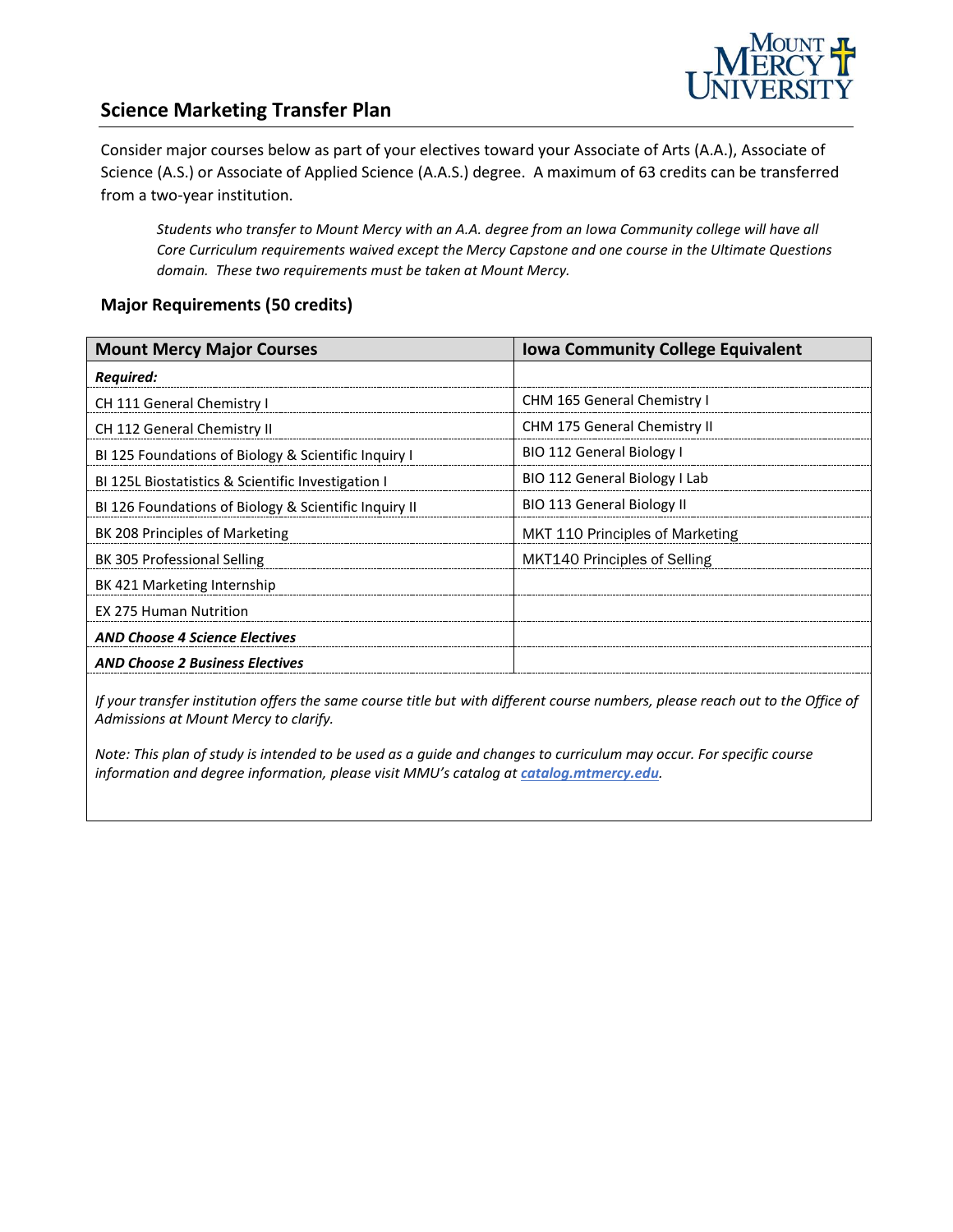## Science Marketing Transfer Plan

Consider major courses below as part of your electives toward your Associate of Arts (A.A.), Associate of Science (A.S.) or Associate of Applied Science (A.A.S.) degree. A maximum of 63 credits can be transferred from a two-year institution.

*Students who transfer to Mount Mercy with an A.A. degree from an Iowa Community college will have all Core Curriculum requirements waived except the Mercy Capstone and one course in the Ultimate Questions domain. These two requirements must be taken at Mount Mercy.*

### Major Requirements (50 credits)

| Mount Mercy Major Courses | Iowa Community College Equivalent |
|---|---|
| ***Required:*** | |
| CH 111 General Chemistry I | CHM 165 General Chemistry I |
| CH 112 General Chemistry II | CHM 175 General Chemistry II |
| BI 125 Foundations of Biology & Scientific Inquiry I | BIO 112 General Biology I |
| BI 125L Biostatistics & Scientific Investigation I | BIO 112 General Biology I Lab |
| BI 126 Foundations of Biology & Scientific Inquiry II | BIO 113 General Biology II |
| BK 208 Principles of Marketing | MKT 110 Principles of Marketing |
| BK 305 Professional Selling | MKT140 Principles of Selling |
| BK 421 Marketing Internship | |
| EX 275 Human Nutrition | |
| ***AND Choose 4 Science Electives*** | |
| ***AND Choose 2 Business Electives*** | |

*If your transfer institution offers the same course title but with different course numbers, please reach out to the Office of Admissions at Mount Mercy to clarify.*

*Note: This plan of study is intended to be used as a guide and changes to curriculum may occur. For specific course information and degree information, please visit MMU's catalog at **catalog.mtmercy.edu**.*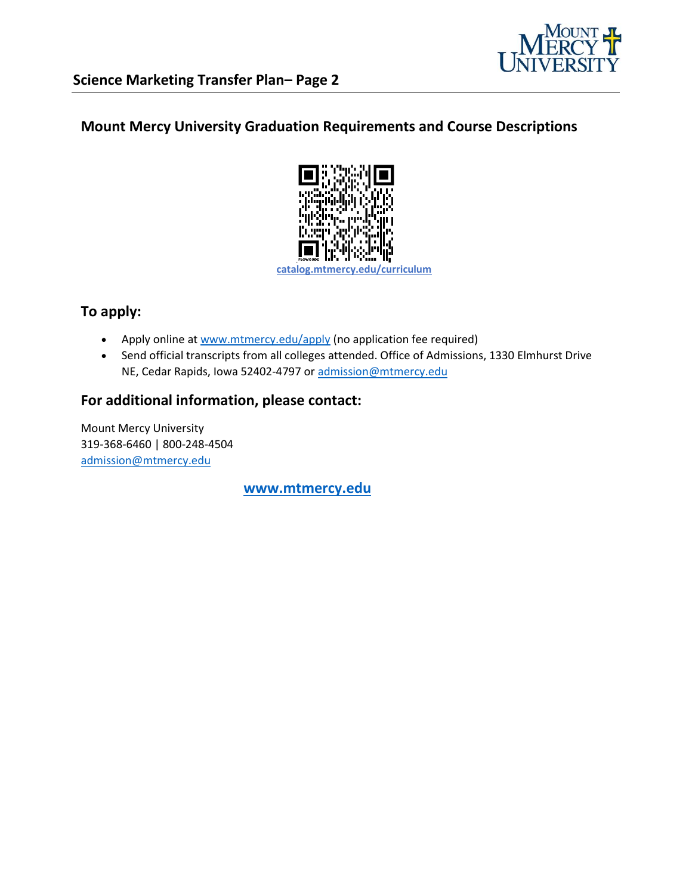## Mount Mercy University Graduation Requirements and Course Descriptions

catalog.mtmercy.edu/curriculum

## To apply:

- Apply online at www.mtmercy.edu/apply (no application fee required)
- Send official transcripts from all colleges attended. Office of Admissions, 1330 Elmhurst Drive NE, Cedar Rapids, Iowa 52402-4797 or admission@mtmercy.edu

## For additional information, please contact:

Mount Mercy University
319-368-6460 | 800-248-4504
admission@mtmercy.edu

**www.mtmercy.edu**